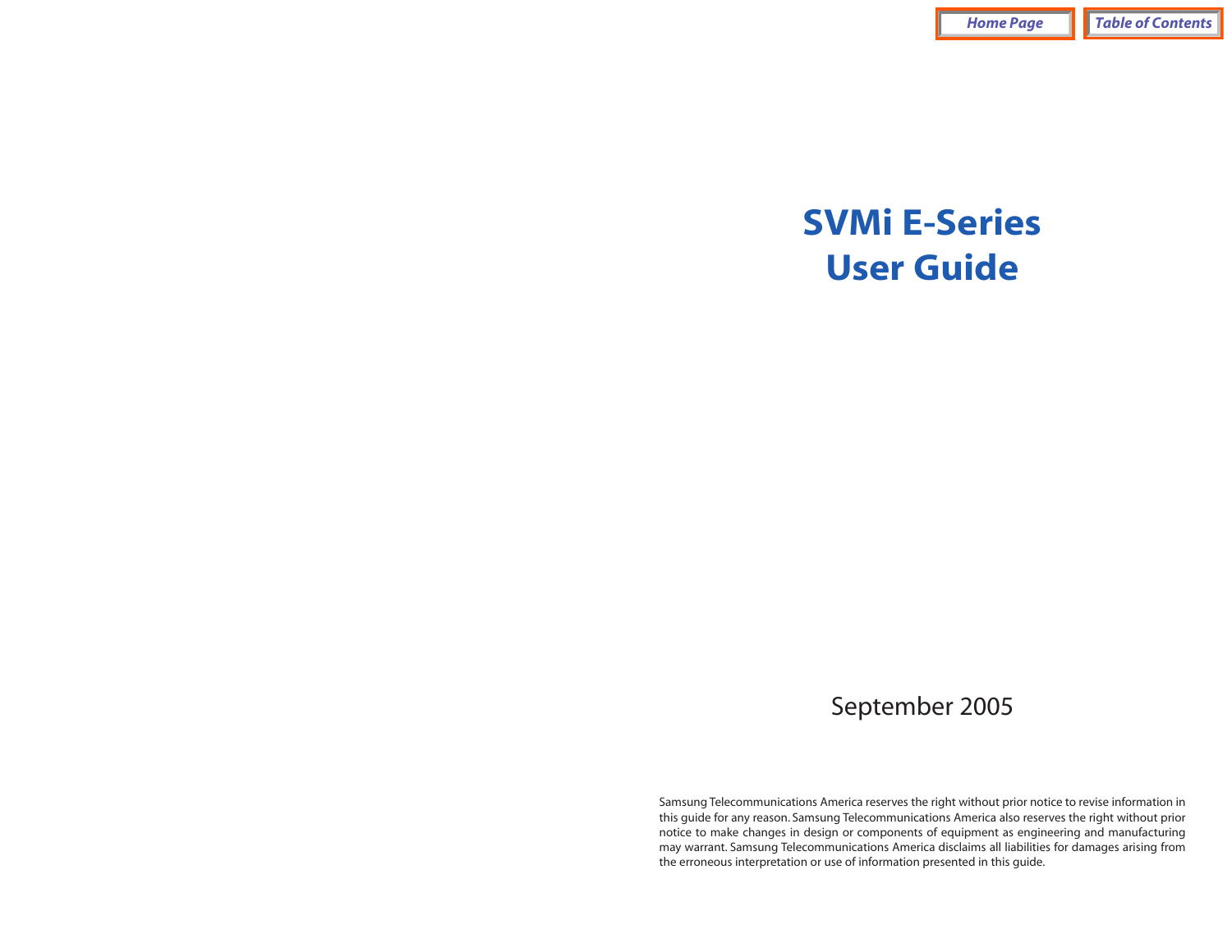# SVMi E-Series User Guide

September 2005

Samsung Telecommunications America reserves the right without prior notice to revise information in this guide for any reason. Samsung Telecommunications America also reserves the right without prior notice to make changes in design or components of equipment as engineering and manufacturing may warrant. Samsung Telecommunications America disclaims all liabilities for damages arising from the erroneous interpretation or use of information presented in this guide.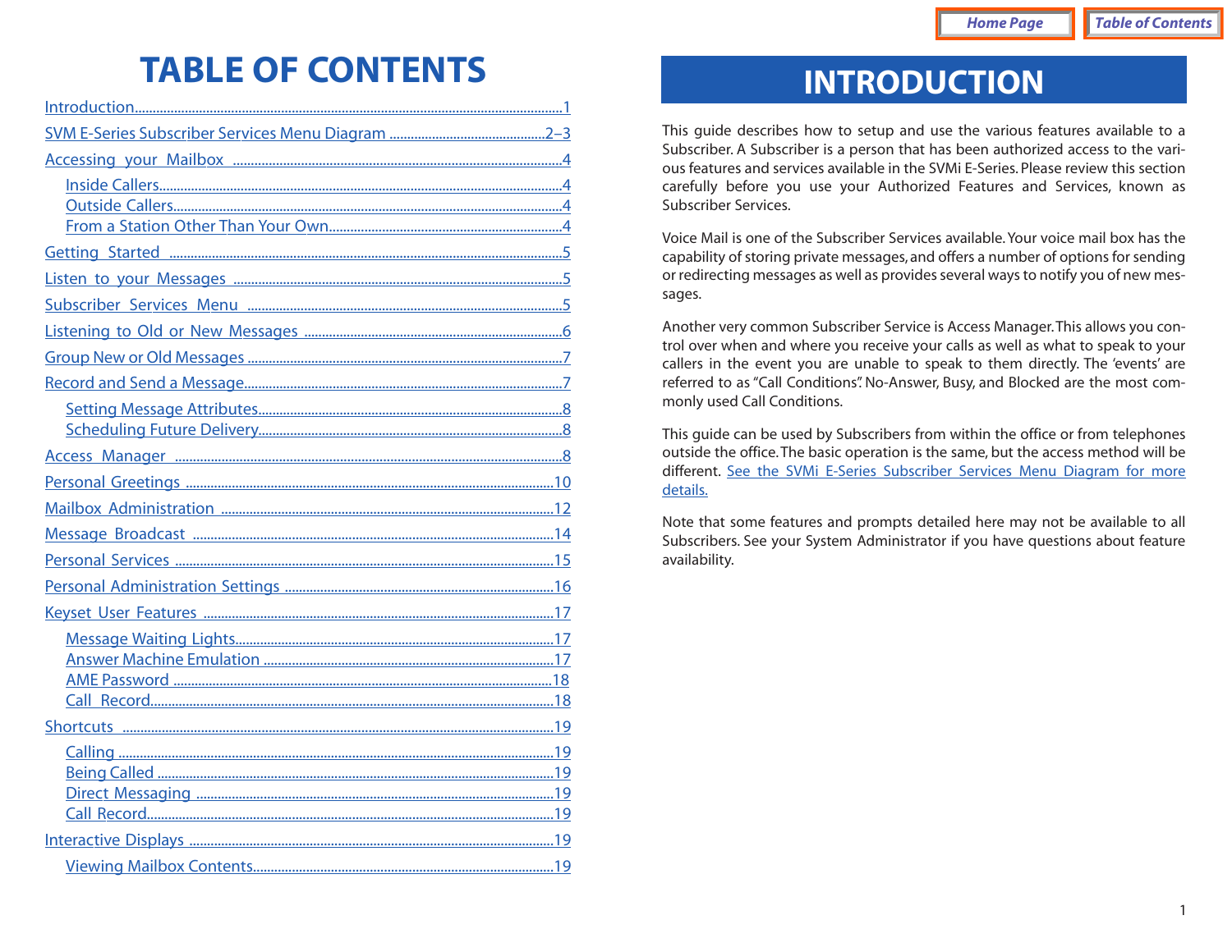# TABLE OF CONTENTS

- Introduction ........ 1
- SVM E-Series Subscriber Services Menu Diagram ........ 2–3
- Accessing your Mailbox ........ 4
  - Inside Callers ........ 4
  - Outside Callers ........ 4
  - From a Station Other Than Your Own ........ 4
- Getting Started ........ 5
- Listen to your Messages ........ 5
- Subscriber Services Menu ........ 5
- Listening to Old or New Messages ........ 6
- Group New or Old Messages ........ 7
- Record and Send a Message ........ 7
  - Setting Message Attributes ........ 8
  - Scheduling Future Delivery ........ 8
- Access Manager ........ 8
- Personal Greetings ........ 10
- Mailbox Administration ........ 12
- Message Broadcast ........ 14
- Personal Services ........ 15
- Personal Administration Settings ........ 16
- Keyset User Features ........ 17
  - Message Waiting Lights ........ 17
  - Answer Machine Emulation ........ 17
  - AME Password ........ 18
  - Call Record ........ 18
- Shortcuts ........ 19
  - Calling ........ 19
  - Being Called ........ 19
  - Direct Messaging ........ 19
  - Call Record ........ 19
- Interactive Displays ........ 19
  - Viewing Mailbox Contents ........ 19

# INTRODUCTION

This guide describes how to setup and use the various features available to a Subscriber. A Subscriber is a person that has been authorized access to the various features and services available in the SVMi E-Series. Please review this section carefully before you use your Authorized Features and Services, known as Subscriber Services.

Voice Mail is one of the Subscriber Services available. Your voice mail box has the capability of storing private messages, and offers a number of options for sending or redirecting messages as well as provides several ways to notify you of new messages.

Another very common Subscriber Service is Access Manager. This allows you control over when and where you receive your calls as well as what to speak to your callers in the event you are unable to speak to them directly. The 'events' are referred to as "Call Conditions". No-Answer, Busy, and Blocked are the most commonly used Call Conditions.

This guide can be used by Subscribers from within the office or from telephones outside the office. The basic operation is the same, but the access method will be different. See the SVMi E-Series Subscriber Services Menu Diagram for more details.

Note that some features and prompts detailed here may not be available to all Subscribers. See your System Administrator if you have questions about feature availability.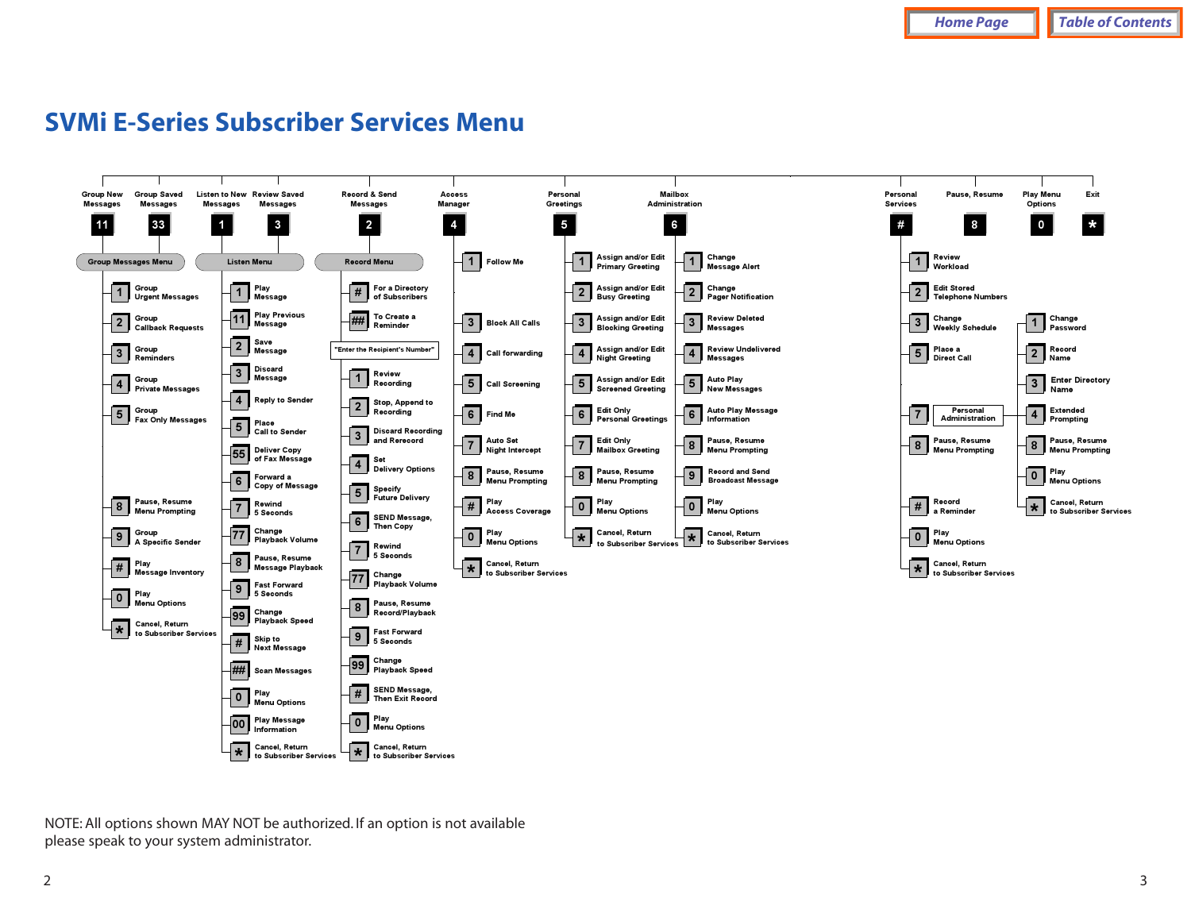# SVMi E-Series Subscriber Services Menu

## Group New Messages — 11 / Group Saved Messages — 33

**Group Messages Menu**

- 1 — Group Urgent Messages
- 2 — Group Callback Requests
- 3 — Group Reminders
- 4 — Group Private Messages
- 5 — Group Fax Only Messages
- 8 — Pause, Resume Menu Prompting
- 9 — Group A Specific Sender
- # — Play Message Inventory
- 0 — Play Menu Options
- * — Cancel, Return to Subscriber Services

## Listen to New Messages — 1 / Review Saved Messages — 3

**Listen Menu**

- 1 — Play Message
- 11 — Play Previous Message
- 2 — Save Message
- 3 — Discard Message
- 4 — Reply to Sender
- 5 — Place Call to Sender
- 55 — Deliver Copy of Fax Message
- 6 — Forward a Copy of Message
- 7 — Rewind 5 Seconds
- 77 — Change Playback Volume
- 8 — Pause, Resume Message Playback
- 9 — Fast Forward 5 Seconds
- 99 — Change Playback Speed
- # — Skip to Next Message
- ## — Scan Messages
- 0 — Play Menu Options
- 00 — Play Message Information
- * — Cancel, Return to Subscriber Services

## Record & Send Messages — 2

**Record Menu**

- # — For a Directory of Subscribers
- ## — To Create a Reminder

"Enter the Recipient's Number"

- 1 — Review Recording
- 2 — Stop, Append to Recording
- 3 — Discard Recording and Rerecord
- 4 — Set Delivery Options
- 5 — Specify Future Delivery
- 6 — SEND Message, Then Copy
- 7 — Rewind 5 Seconds
- 77 — Change Playback Volume
- 8 — Pause, Resume Record/Playback
- 9 — Fast Forward 5 Seconds
- 99 — Change Playback Speed
- # — SEND Message, Then Exit Record
- 0 — Play Menu Options
- * — Cancel, Return to Subscriber Services

## Access Manager — 4

- 1 — Follow Me
- 3 — Block All Calls
- 4 — Call forwarding
- 5 — Call Screening
- 6 — Find Me
- 7 — Auto Set Night Intercept
- 8 — Pause, Resume Menu Prompting
- # — Play Access Coverage
- 0 — Play Menu Options
- * — Cancel, Return to Subscriber Services

## Personal Greetings — 5

- 1 — Assign and/or Edit Primary Greeting
- 2 — Assign and/or Edit Busy Greeting
- 3 — Assign and/or Edit Blocking Greeting
- 4 — Assign and/or Edit Night Greeting
- 5 — Assign and/or Edit Screened Greeting
- 6 — Edit Only Personal Greetings
- 7 — Edit Only Mailbox Greeting
- 8 — Pause, Resume Menu Prompting
- 0 — Play Menu Options
- * — Cancel, Return to Subscriber Services

## Mailbox Administration — 6

- 1 — Change Message Alert
- 2 — Change Pager Notification
- 3 — Review Deleted Messages
- 4 — Review Undelivered Messages
- 5 — Auto Play New Messages
- 6 — Auto Play Message Information
- 8 — Pause, Resume Menu Prompting
- 9 — Record and Send Broadcast Message
- 0 — Play Menu Options
- * — Cancel, Return to Subscriber Services

## Personal Services — #

- 1 — Review Workload
- 2 — Edit Stored Telephone Numbers
- 3 — Change Weekly Schedule
- 5 — Place a Direct Call
- 7 — Personal Administration
  - 1 — Change Password
  - 2 — Record Name
  - 3 — Enter Directory Name
  - 4 — Extended Prompting
  - 8 — Pause, Resume Menu Prompting
  - 0 — Play Menu Options
  - * — Cancel, Return to Subscriber Services
- 8 — Pause, Resume Menu Prompting
- # — Record a Reminder
- 0 — Play Menu Options
- * — Cancel, Return to Subscriber Services

## Pause, Resume — 8

## Play Menu Options — 0

## Exit — *

NOTE: All options shown MAY NOT be authorized. If an option is not available please speak to your system administrator.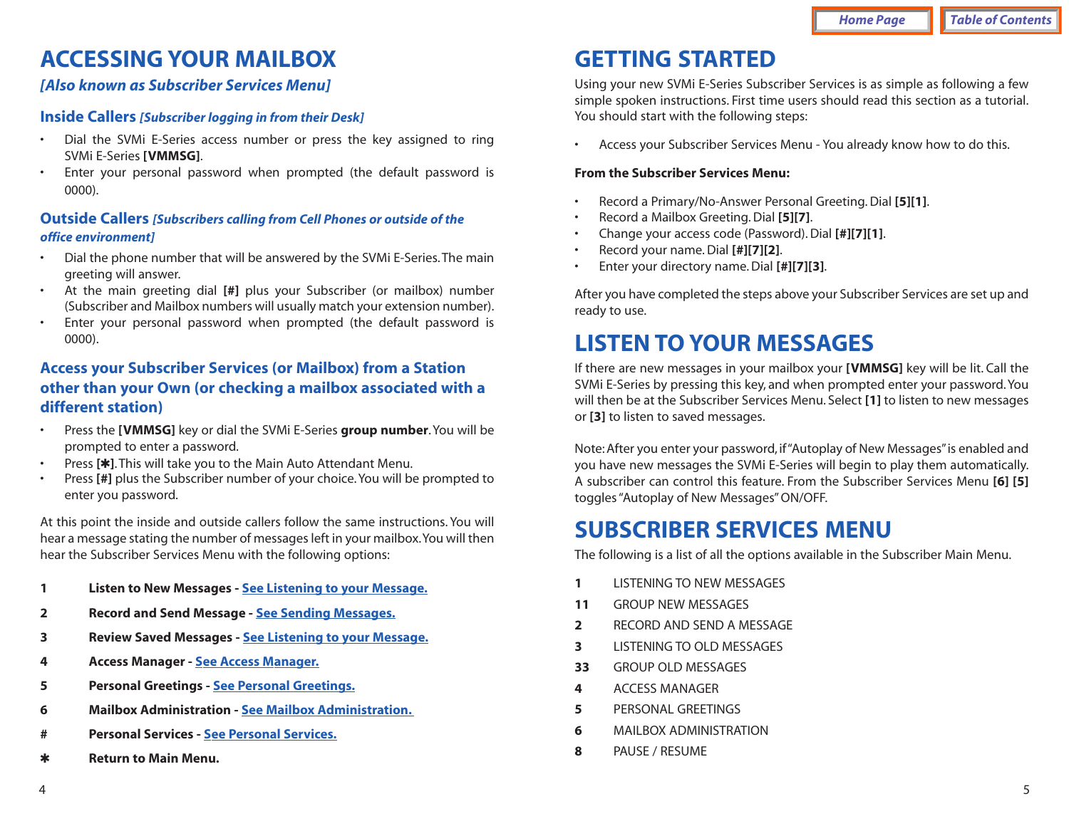# ACCESSING YOUR MAILBOX

*[Also known as Subscriber Services Menu]*

## Inside Callers *[Subscriber logging in from their Desk]*

- Dial the SVMi E-Series access number or press the key assigned to ring SVMi E-Series **[VMMSG]**.
- Enter your personal password when prompted (the default password is 0000).

## Outside Callers *[Subscribers calling from Cell Phones or outside of the office environment]*

- Dial the phone number that will be answered by the SVMi E-Series. The main greeting will answer.
- At the main greeting dial **[#]** plus your Subscriber (or mailbox) number (Subscriber and Mailbox numbers will usually match your extension number).
- Enter your personal password when prompted (the default password is 0000).

## Access your Subscriber Services (or Mailbox) from a Station other than your Own (or checking a mailbox associated with a different station)

- Press the **[VMMSG]** key or dial the SVMi E-Series **group number**. You will be prompted to enter a password.
- Press **[✱]**. This will take you to the Main Auto Attendant Menu.
- Press **[#]** plus the Subscriber number of your choice. You will be prompted to enter you password.

At this point the inside and outside callers follow the same instructions. You will hear a message stating the number of messages left in your mailbox. You will then hear the Subscriber Services Menu with the following options:

| | |
|---|---|
| **1** | **Listen to New Messages** - See Listening to your Message. |
| **2** | **Record and Send Message** - See Sending Messages. |
| **3** | **Review Saved Messages** - See Listening to your Message. |
| **4** | **Access Manager** - See Access Manager. |
| **5** | **Personal Greetings** - See Personal Greetings. |
| **6** | **Mailbox Administration** - See Mailbox Administration. |
| **#** | **Personal Services** - See Personal Services. |
| **✱** | **Return to Main Menu.** |

# GETTING STARTED

Using your new SVMi E-Series Subscriber Services is as simple as following a few simple spoken instructions. First time users should read this section as a tutorial. You should start with the following steps:

- Access your Subscriber Services Menu - You already know how to do this.

**From the Subscriber Services Menu:**

- Record a Primary/No-Answer Personal Greeting. Dial **[5][1]**.
- Record a Mailbox Greeting. Dial **[5][7]**.
- Change your access code (Password). Dial **[#][7][1]**.
- Record your name. Dial **[#][7][2]**.
- Enter your directory name. Dial **[#][7][3]**.

After you have completed the steps above your Subscriber Services are set up and ready to use.

# LISTEN TO YOUR MESSAGES

If there are new messages in your mailbox your **[VMMSG]** key will be lit. Call the SVMi E-Series by pressing this key, and when prompted enter your password. You will then be at the Subscriber Services Menu. Select **[1]** to listen to new messages or **[3]** to listen to saved messages.

Note: After you enter your password, if "Autoplay of New Messages" is enabled and you have new messages the SVMi E-Series will begin to play them automatically. A subscriber can control this feature. From the Subscriber Services Menu **[6] [5]** toggles "Autoplay of New Messages" ON/OFF.

# SUBSCRIBER SERVICES MENU

The following is a list of all the options available in the Subscriber Main Menu.

| | |
|---|---|
| **1** | LISTENING TO NEW MESSAGES |
| **11** | GROUP NEW MESSAGES |
| **2** | RECORD AND SEND A MESSAGE |
| **3** | LISTENING TO OLD MESSAGES |
| **33** | GROUP OLD MESSAGES |
| **4** | ACCESS MANAGER |
| **5** | PERSONAL GREETINGS |
| **6** | MAILBOX ADMINISTRATION |
| **8** | PAUSE / RESUME |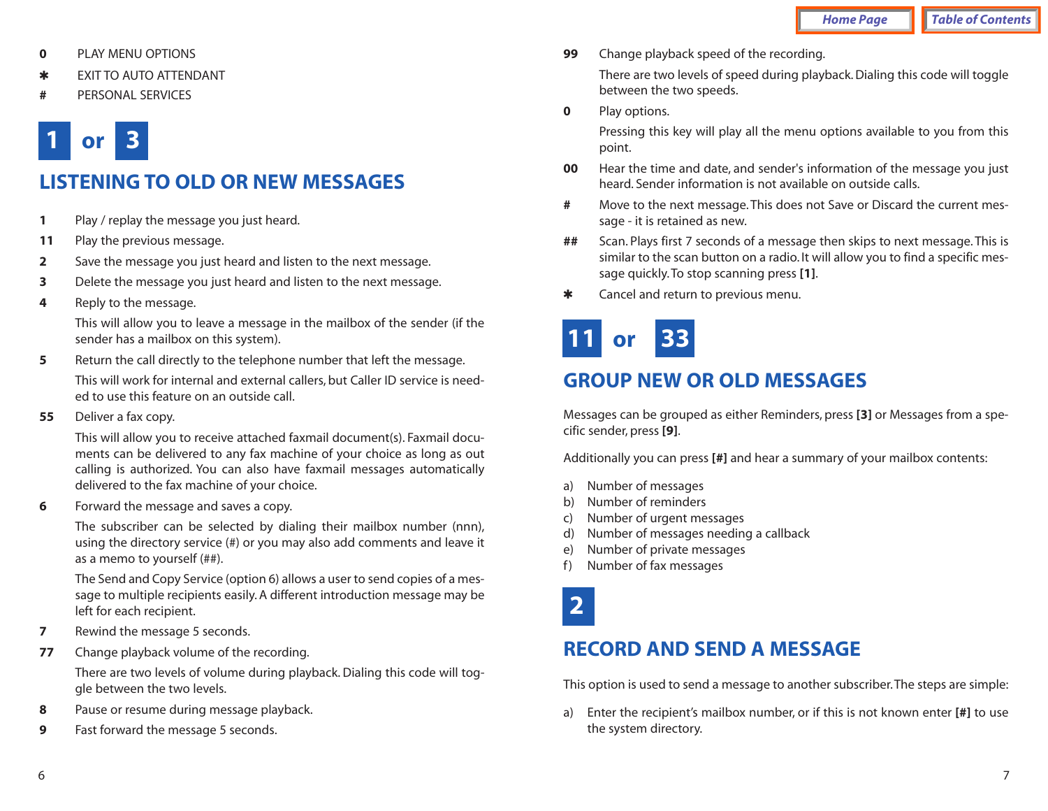**0** PLAY MENU OPTIONS

**✱** EXIT TO AUTO ATTENDANT

**#** PERSONAL SERVICES

**1 or 3**

## LISTENING TO OLD OR NEW MESSAGES

**1** Play / replay the message you just heard.

**11** Play the previous message.

**2** Save the message you just heard and listen to the next message.

**3** Delete the message you just heard and listen to the next message.

**4** Reply to the message.

This will allow you to leave a message in the mailbox of the sender (if the sender has a mailbox on this system).

**5** Return the call directly to the telephone number that left the message.

This will work for internal and external callers, but Caller ID service is needed to use this feature on an outside call.

**55** Deliver a fax copy.

This will allow you to receive attached faxmail document(s). Faxmail documents can be delivered to any fax machine of your choice as long as out calling is authorized. You can also have faxmail messages automatically delivered to the fax machine of your choice.

**6** Forward the message and saves a copy.

The subscriber can be selected by dialing their mailbox number (nnn), using the directory service (#) or you may also add comments and leave it as a memo to yourself (##).

The Send and Copy Service (option 6) allows a user to send copies of a message to multiple recipients easily. A different introduction message may be left for each recipient.

**7** Rewind the message 5 seconds.

**77** Change playback volume of the recording.

There are two levels of volume during playback. Dialing this code will toggle between the two levels.

**8** Pause or resume during message playback.

**9** Fast forward the message 5 seconds.

**99** Change playback speed of the recording.

There are two levels of speed during playback. Dialing this code will toggle between the two speeds.

**0** Play options.

Pressing this key will play all the menu options available to you from this point.

**00** Hear the time and date, and sender's information of the message you just heard. Sender information is not available on outside calls.

**#** Move to the next message. This does not Save or Discard the current message - it is retained as new.

**##** Scan. Plays first 7 seconds of a message then skips to next message. This is similar to the scan button on a radio. It will allow you to find a specific message quickly. To stop scanning press **[1]**.

**✱** Cancel and return to previous menu.

**11 or 33**

## GROUP NEW OR OLD MESSAGES

Messages can be grouped as either Reminders, press **[3]** or Messages from a specific sender, press **[9]**.

Additionally you can press **[#]** and hear a summary of your mailbox contents:

a) Number of messages
b) Number of reminders
c) Number of urgent messages
d) Number of messages needing a callback
e) Number of private messages
f) Number of fax messages

**2**

## RECORD AND SEND A MESSAGE

This option is used to send a message to another subscriber. The steps are simple:

a) Enter the recipient’s mailbox number, or if this is not known enter **[#]** to use the system directory.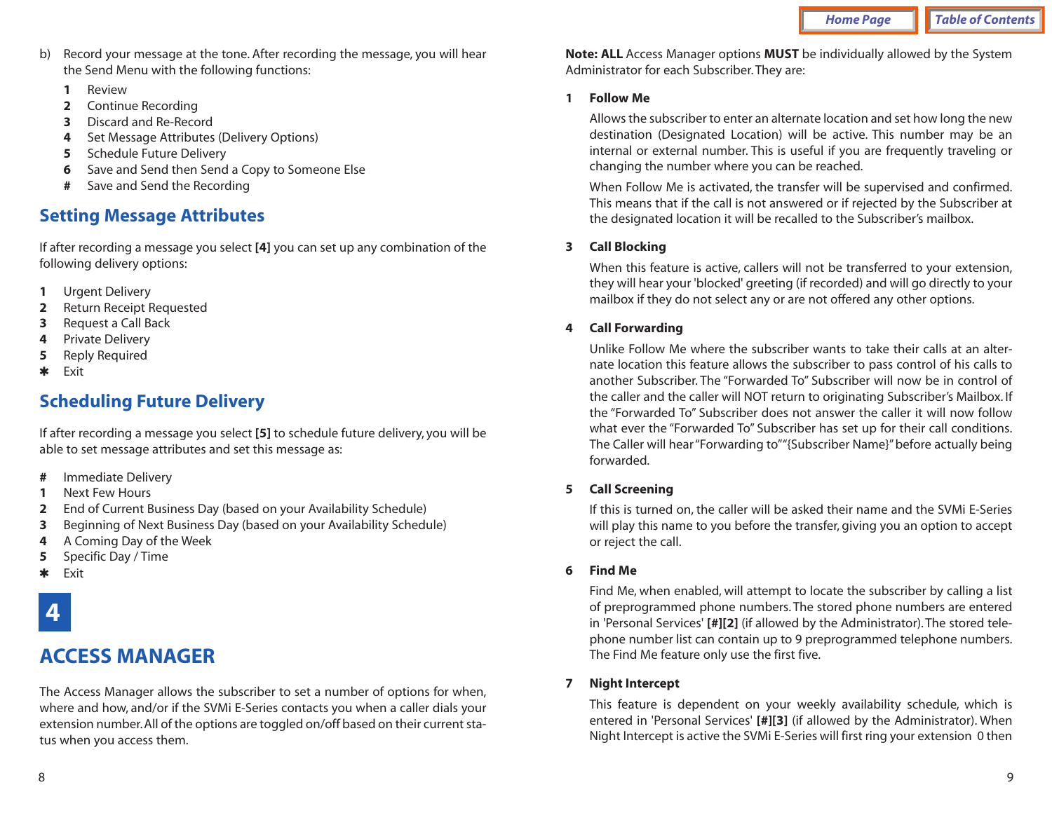b) Record your message at the tone. After recording the message, you will hear the Send Menu with the following functions:

- **1** Review
- **2** Continue Recording
- **3** Discard and Re-Record
- **4** Set Message Attributes (Delivery Options)
- **5** Schedule Future Delivery
- **6** Save and Send then Send a Copy to Someone Else
- **#** Save and Send the Recording

## Setting Message Attributes

If after recording a message you select **[4]** you can set up any combination of the following delivery options:

- **1** Urgent Delivery
- **2** Return Receipt Requested
- **3** Request a Call Back
- **4** Private Delivery
- **5** Reply Required
- **✱** Exit

## Scheduling Future Delivery

If after recording a message you select **[5]** to schedule future delivery, you will be able to set message attributes and set this message as:

- **#** Immediate Delivery
- **1** Next Few Hours
- **2** End of Current Business Day (based on your Availability Schedule)
- **3** Beginning of Next Business Day (based on your Availability Schedule)
- **4** A Coming Day of the Week
- **5** Specific Day / Time
- **✱** Exit

# 4

# ACCESS MANAGER

The Access Manager allows the subscriber to set a number of options for when, where and how, and/or if the SVMi E-Series contacts you when a caller dials your extension number. All of the options are toggled on/off based on their current status when you access them.

**Note: ALL** Access Manager options **MUST** be individually allowed by the System Administrator for each Subscriber. They are:

**1 Follow Me**

Allows the subscriber to enter an alternate location and set how long the new destination (Designated Location) will be active. This number may be an internal or external number. This is useful if you are frequently traveling or changing the number where you can be reached.

When Follow Me is activated, the transfer will be supervised and confirmed. This means that if the call is not answered or if rejected by the Subscriber at the designated location it will be recalled to the Subscriber's mailbox.

**3 Call Blocking**

When this feature is active, callers will not be transferred to your extension, they will hear your 'blocked' greeting (if recorded) and will go directly to your mailbox if they do not select any or are not offered any other options.

**4 Call Forwarding**

Unlike Follow Me where the subscriber wants to take their calls at an alternate location this feature allows the subscriber to pass control of his calls to another Subscriber. The "Forwarded To" Subscriber will now be in control of the caller and the caller will NOT return to originating Subscriber's Mailbox. If the "Forwarded To" Subscriber does not answer the caller it will now follow what ever the "Forwarded To" Subscriber has set up for their call conditions. The Caller will hear "Forwarding to" "{Subscriber Name}" before actually being forwarded.

**5 Call Screening**

If this is turned on, the caller will be asked their name and the SVMi E-Series will play this name to you before the transfer, giving you an option to accept or reject the call.

**6 Find Me**

Find Me, when enabled, will attempt to locate the subscriber by calling a list of preprogrammed phone numbers. The stored phone numbers are entered in 'Personal Services' **[#][2]** (if allowed by the Administrator). The stored telephone number list can contain up to 9 preprogrammed telephone numbers. The Find Me feature only use the first five.

**7 Night Intercept**

This feature is dependent on your weekly availability schedule, which is entered in 'Personal Services' **[#][3]** (if allowed by the Administrator). When Night Intercept is active the SVMi E-Series will first ring your extension 0 then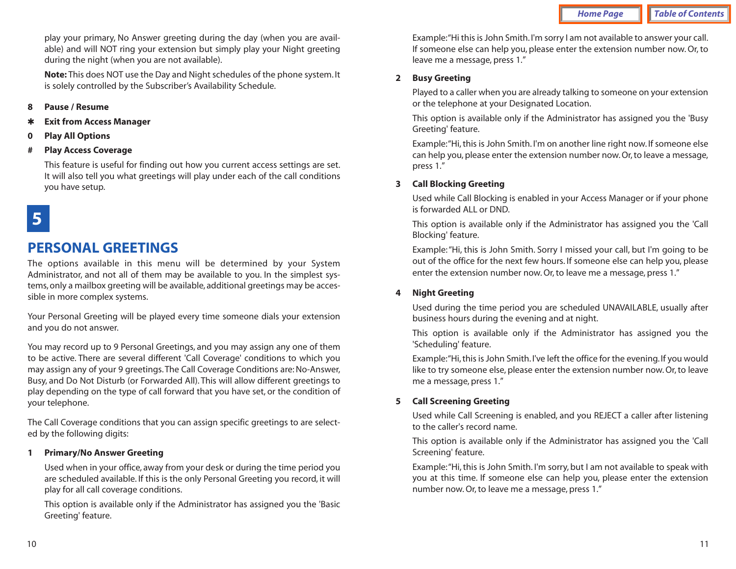play your primary, No Answer greeting during the day (when you are available) and will NOT ring your extension but simply play your Night greeting during the night (when you are not available).

**Note:** This does NOT use the Day and Night schedules of the phone system. It is solely controlled by the Subscriber's Availability Schedule.

**8 Pause / Resume**

**✱ Exit from Access Manager**

**0 Play All Options**

**# Play Access Coverage**

This feature is useful for finding out how you current access settings are set. It will also tell you what greetings will play under each of the call conditions you have setup.

# 5

# PERSONAL GREETINGS

The options available in this menu will be determined by your System Administrator, and not all of them may be available to you. In the simplest systems, only a mailbox greeting will be available, additional greetings may be accessible in more complex systems.

Your Personal Greeting will be played every time someone dials your extension and you do not answer.

You may record up to 9 Personal Greetings, and you may assign any one of them to be active. There are several different 'Call Coverage' conditions to which you may assign any of your 9 greetings. The Call Coverage Conditions are: No-Answer, Busy, and Do Not Disturb (or Forwarded All). This will allow different greetings to play depending on the type of call forward that you have set, or the condition of your telephone.

The Call Coverage conditions that you can assign specific greetings to are selected by the following digits:

**1 Primary/No Answer Greeting**

Used when in your office, away from your desk or during the time period you are scheduled available. If this is the only Personal Greeting you record, it will play for all call coverage conditions.

This option is available only if the Administrator has assigned you the 'Basic Greeting' feature.

Example: "Hi this is John Smith. I'm sorry I am not available to answer your call. If someone else can help you, please enter the extension number now. Or, to leave me a message, press 1."

**2 Busy Greeting**

Played to a caller when you are already talking to someone on your extension or the telephone at your Designated Location.

This option is available only if the Administrator has assigned you the 'Busy Greeting' feature.

Example: "Hi, this is John Smith. I'm on another line right now. If someone else can help you, please enter the extension number now. Or, to leave a message, press 1."

**3 Call Blocking Greeting**

Used while Call Blocking is enabled in your Access Manager or if your phone is forwarded ALL or DND.

This option is available only if the Administrator has assigned you the 'Call Blocking' feature.

Example: "Hi, this is John Smith. Sorry I missed your call, but I'm going to be out of the office for the next few hours. If someone else can help you, please enter the extension number now. Or, to leave me a message, press 1."

**4 Night Greeting**

Used during the time period you are scheduled UNAVAILABLE, usually after business hours during the evening and at night.

This option is available only if the Administrator has assigned you the 'Scheduling' feature.

Example: "Hi, this is John Smith. I've left the office for the evening. If you would like to try someone else, please enter the extension number now. Or, to leave me a message, press 1."

**5 Call Screening Greeting**

Used while Call Screening is enabled, and you REJECT a caller after listening to the caller's record name.

This option is available only if the Administrator has assigned you the 'Call Screening' feature.

Example: "Hi, this is John Smith. I'm sorry, but I am not available to speak with you at this time. If someone else can help you, please enter the extension number now. Or, to leave me a message, press 1."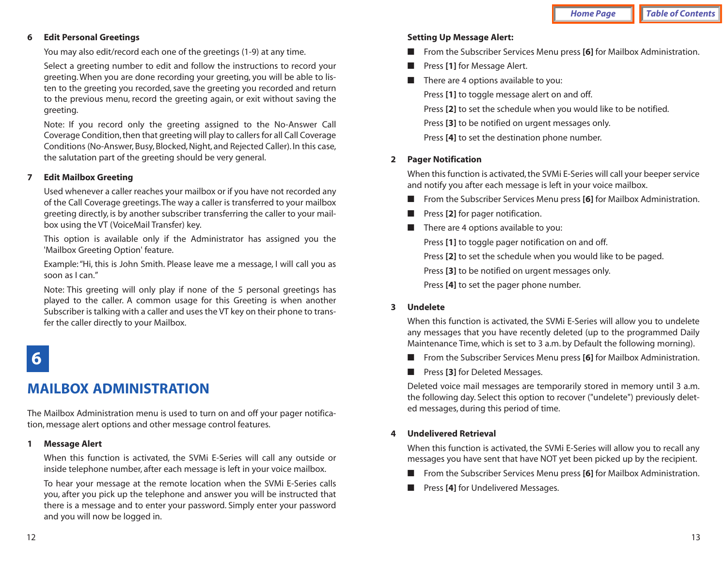### 6 Edit Personal Greetings

You may also edit/record each one of the greetings (1-9) at any time.

Select a greeting number to edit and follow the instructions to record your greeting. When you are done recording your greeting, you will be able to listen to the greeting you recorded, save the greeting you recorded and return to the previous menu, record the greeting again, or exit without saving the greeting.

Note: If you record only the greeting assigned to the No-Answer Call Coverage Condition, then that greeting will play to callers for all Call Coverage Conditions (No-Answer, Busy, Blocked, Night, and Rejected Caller). In this case, the salutation part of the greeting should be very general.

### 7 Edit Mailbox Greeting

Used whenever a caller reaches your mailbox or if you have not recorded any of the Call Coverage greetings. The way a caller is transferred to your mailbox greeting directly, is by another subscriber transferring the caller to your mailbox using the VT (VoiceMail Transfer) key.

This option is available only if the Administrator has assigned you the 'Mailbox Greeting Option' feature.

Example: "Hi, this is John Smith. Please leave me a message, I will call you as soon as I can."

Note: This greeting will only play if none of the 5 personal greetings has played to the caller. A common usage for this Greeting is when another Subscriber is talking with a caller and uses the VT key on their phone to transfer the caller directly to your Mailbox.

# 6

# MAILBOX ADMINISTRATION

The Mailbox Administration menu is used to turn on and off your pager notification, message alert options and other message control features.

### 1 Message Alert

When this function is activated, the SVMi E-Series will call any outside or inside telephone number, after each message is left in your voice mailbox.

To hear your message at the remote location when the SVMi E-Series calls you, after you pick up the telephone and answer you will be instructed that there is a message and to enter your password. Simply enter your password and you will now be logged in.

**Setting Up Message Alert:**

- From the Subscriber Services Menu press **[6]** for Mailbox Administration.
- Press **[1]** for Message Alert.
- There are 4 options available to you:

  Press **[1]** to toggle message alert on and off.

  Press **[2]** to set the schedule when you would like to be notified.

  Press **[3]** to be notified on urgent messages only.

  Press **[4]** to set the destination phone number.

### 2 Pager Notification

When this function is activated, the SVMi E-Series will call your beeper service and notify you after each message is left in your voice mailbox.

- From the Subscriber Services Menu press **[6]** for Mailbox Administration.
- Press **[2]** for pager notification.
- There are 4 options available to you:

  Press **[1]** to toggle pager notification on and off.

  Press **[2]** to set the schedule when you would like to be paged.

  Press **[3]** to be notified on urgent messages only.

  Press **[4]** to set the pager phone number.

### 3 Undelete

When this function is activated, the SVMi E-Series will allow you to undelete any messages that you have recently deleted (up to the programmed Daily Maintenance Time, which is set to 3 a.m. by Default the following morning).

- From the Subscriber Services Menu press **[6]** for Mailbox Administration.
- Press **[3]** for Deleted Messages.

Deleted voice mail messages are temporarily stored in memory until 3 a.m. the following day. Select this option to recover ("undelete") previously deleted messages, during this period of time.

### 4 Undelivered Retrieval

When this function is activated, the SVMi E-Series will allow you to recall any messages that you have sent that have NOT yet been picked up by the recipient.

- From the Subscriber Services Menu press **[6]** for Mailbox Administration.
- Press **[4]** for Undelivered Messages.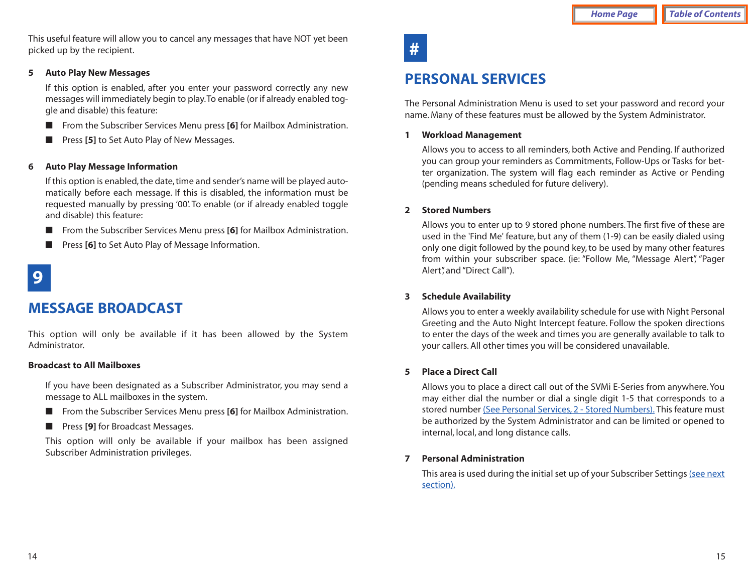This useful feature will allow you to cancel any messages that have NOT yet been picked up by the recipient.

**5 Auto Play New Messages**

If this option is enabled, after you enter your password correctly any new messages will immediately begin to play. To enable (or if already enabled toggle and disable) this feature:

- From the Subscriber Services Menu press **[6]** for Mailbox Administration.
- Press **[5]** to Set Auto Play of New Messages.

**6 Auto Play Message Information**

If this option is enabled, the date, time and sender's name will be played automatically before each message. If this is disabled, the information must be requested manually by pressing '00'. To enable (or if already enabled toggle and disable) this feature:

- From the Subscriber Services Menu press **[6]** for Mailbox Administration.
- Press **[6]** to Set Auto Play of Message Information.

## 9

## MESSAGE BROADCAST

This option will only be available if it has been allowed by the System Administrator.

**Broadcast to All Mailboxes**

If you have been designated as a Subscriber Administrator, you may send a message to ALL mailboxes in the system.

- From the Subscriber Services Menu press **[6]** for Mailbox Administration.
- Press **[9]** for Broadcast Messages.

This option will only be available if your mailbox has been assigned Subscriber Administration privileges.

## #

## PERSONAL SERVICES

The Personal Administration Menu is used to set your password and record your name. Many of these features must be allowed by the System Administrator.

**1 Workload Management**

Allows you to access to all reminders, both Active and Pending. If authorized you can group your reminders as Commitments, Follow-Ups or Tasks for better organization. The system will flag each reminder as Active or Pending (pending means scheduled for future delivery).

**2 Stored Numbers**

Allows you to enter up to 9 stored phone numbers. The first five of these are used in the 'Find Me' feature, but any of them (1-9) can be easily dialed using only one digit followed by the pound key, to be used by many other features from within your subscriber space. (ie: "Follow Me, "Message Alert", "Pager Alert", and "Direct Call").

**3 Schedule Availability**

Allows you to enter a weekly availability schedule for use with Night Personal Greeting and the Auto Night Intercept feature. Follow the spoken directions to enter the days of the week and times you are generally available to talk to your callers. All other times you will be considered unavailable.

**5 Place a Direct Call**

Allows you to place a direct call out of the SVMi E-Series from anywhere. You may either dial the number or dial a single digit 1-5 that corresponds to a stored number (See Personal Services, 2 - Stored Numbers). This feature must be authorized by the System Administrator and can be limited or opened to internal, local, and long distance calls.

**7 Personal Administration**

This area is used during the initial set up of your Subscriber Settings (see next section).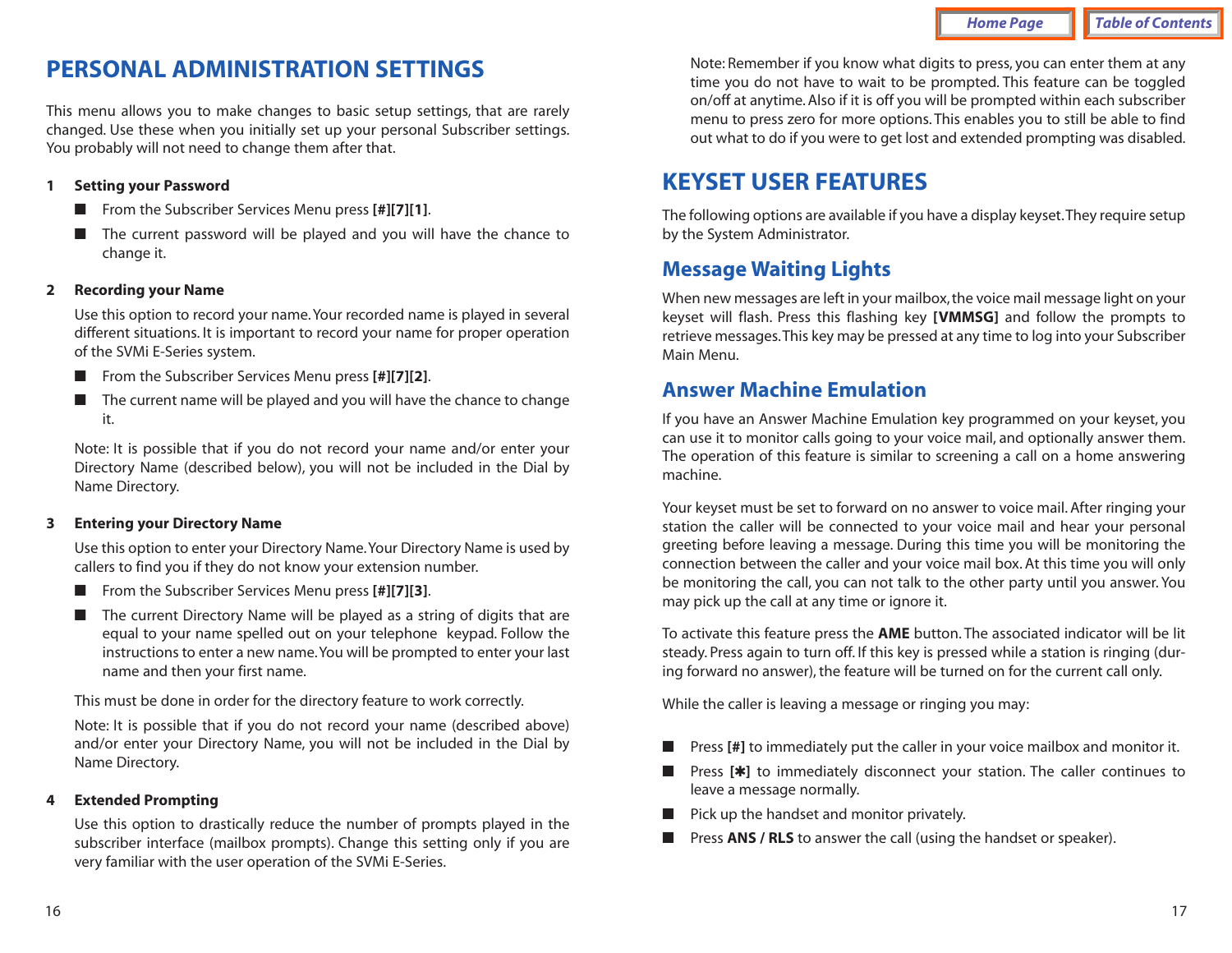# PERSONAL ADMINISTRATION SETTINGS

This menu allows you to make changes to basic setup settings, that are rarely changed. Use these when you initially set up your personal Subscriber settings. You probably will not need to change them after that.

**1 Setting your Password**

- From the Subscriber Services Menu press **[#][7][1]**.
- The current password will be played and you will have the chance to change it.

**2 Recording your Name**

Use this option to record your name. Your recorded name is played in several different situations. It is important to record your name for proper operation of the SVMi E-Series system.

- From the Subscriber Services Menu press **[#][7][2]**.
- The current name will be played and you will have the chance to change it.

Note: It is possible that if you do not record your name and/or enter your Directory Name (described below), you will not be included in the Dial by Name Directory.

**3 Entering your Directory Name**

Use this option to enter your Directory Name. Your Directory Name is used by callers to find you if they do not know your extension number.

- From the Subscriber Services Menu press **[#][7][3]**.
- The current Directory Name will be played as a string of digits that are equal to your name spelled out on your telephone keypad. Follow the instructions to enter a new name. You will be prompted to enter your last name and then your first name.

This must be done in order for the directory feature to work correctly.

Note: It is possible that if you do not record your name (described above) and/or enter your Directory Name, you will not be included in the Dial by Name Directory.

**4 Extended Prompting**

Use this option to drastically reduce the number of prompts played in the subscriber interface (mailbox prompts). Change this setting only if you are very familiar with the user operation of the SVMi E-Series.

Note: Remember if you know what digits to press, you can enter them at any time you do not have to wait to be prompted. This feature can be toggled on/off at anytime. Also if it is off you will be prompted within each subscriber menu to press zero for more options. This enables you to still be able to find out what to do if you were to get lost and extended prompting was disabled.

# KEYSET USER FEATURES

The following options are available if you have a display keyset. They require setup by the System Administrator.

## Message Waiting Lights

When new messages are left in your mailbox, the voice mail message light on your keyset will flash. Press this flashing key **[VMMSG]** and follow the prompts to retrieve messages. This key may be pressed at any time to log into your Subscriber Main Menu.

## Answer Machine Emulation

If you have an Answer Machine Emulation key programmed on your keyset, you can use it to monitor calls going to your voice mail, and optionally answer them. The operation of this feature is similar to screening a call on a home answering machine.

Your keyset must be set to forward on no answer to voice mail. After ringing your station the caller will be connected to your voice mail and hear your personal greeting before leaving a message. During this time you will be monitoring the connection between the caller and your voice mail box. At this time you will only be monitoring the call, you can not talk to the other party until you answer. You may pick up the call at any time or ignore it.

To activate this feature press the **AME** button. The associated indicator will be lit steady. Press again to turn off. If this key is pressed while a station is ringing (during forward no answer), the feature will be turned on for the current call only.

While the caller is leaving a message or ringing you may:

- Press **[#]** to immediately put the caller in your voice mailbox and monitor it.
- Press **[✱]** to immediately disconnect your station. The caller continues to leave a message normally.
- Pick up the handset and monitor privately.
- Press **ANS / RLS** to answer the call (using the handset or speaker).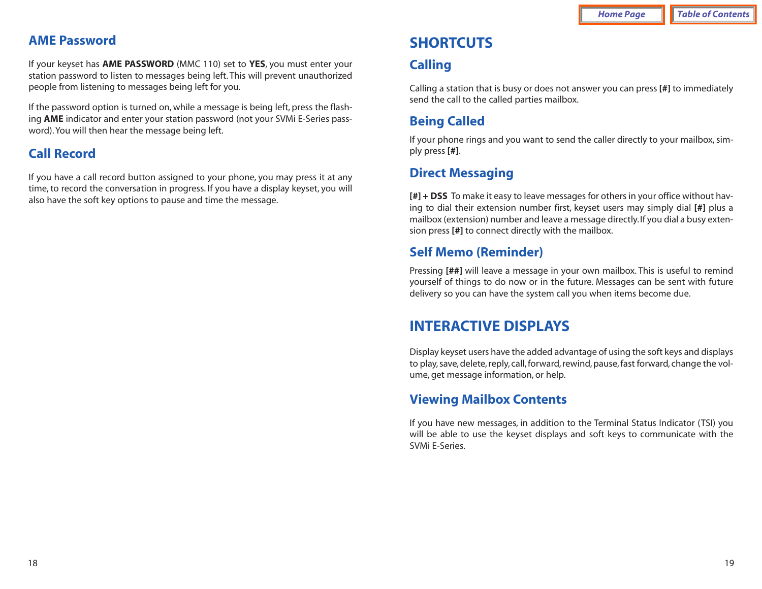## AME Password

If your keyset has **AME PASSWORD** (MMC 110) set to **YES**, you must enter your station password to listen to messages being left. This will prevent unauthorized people from listening to messages being left for you.

If the password option is turned on, while a message is being left, press the flashing **AME** indicator and enter your station password (not your SVMi E-Series password). You will then hear the message being left.

## Call Record

If you have a call record button assigned to your phone, you may press it at any time, to record the conversation in progress. If you have a display keyset, you will also have the soft key options to pause and time the message.

# SHORTCUTS

## Calling

Calling a station that is busy or does not answer you can press **[#]** to immediately send the call to the called parties mailbox.

## Being Called

If your phone rings and you want to send the caller directly to your mailbox, simply press **[#]**.

## Direct Messaging

**[#] + DSS** To make it easy to leave messages for others in your office without having to dial their extension number first, keyset users may simply dial **[#]** plus a mailbox (extension) number and leave a message directly. If you dial a busy extension press **[#]** to connect directly with the mailbox.

## Self Memo (Reminder)

Pressing **[##]** will leave a message in your own mailbox. This is useful to remind yourself of things to do now or in the future. Messages can be sent with future delivery so you can have the system call you when items become due.

# INTERACTIVE DISPLAYS

Display keyset users have the added advantage of using the soft keys and displays to play, save, delete, reply, call, forward, rewind, pause, fast forward, change the volume, get message information, or help.

## Viewing Mailbox Contents

If you have new messages, in addition to the Terminal Status Indicator (TSI) you will be able to use the keyset displays and soft keys to communicate with the SVMi E-Series.